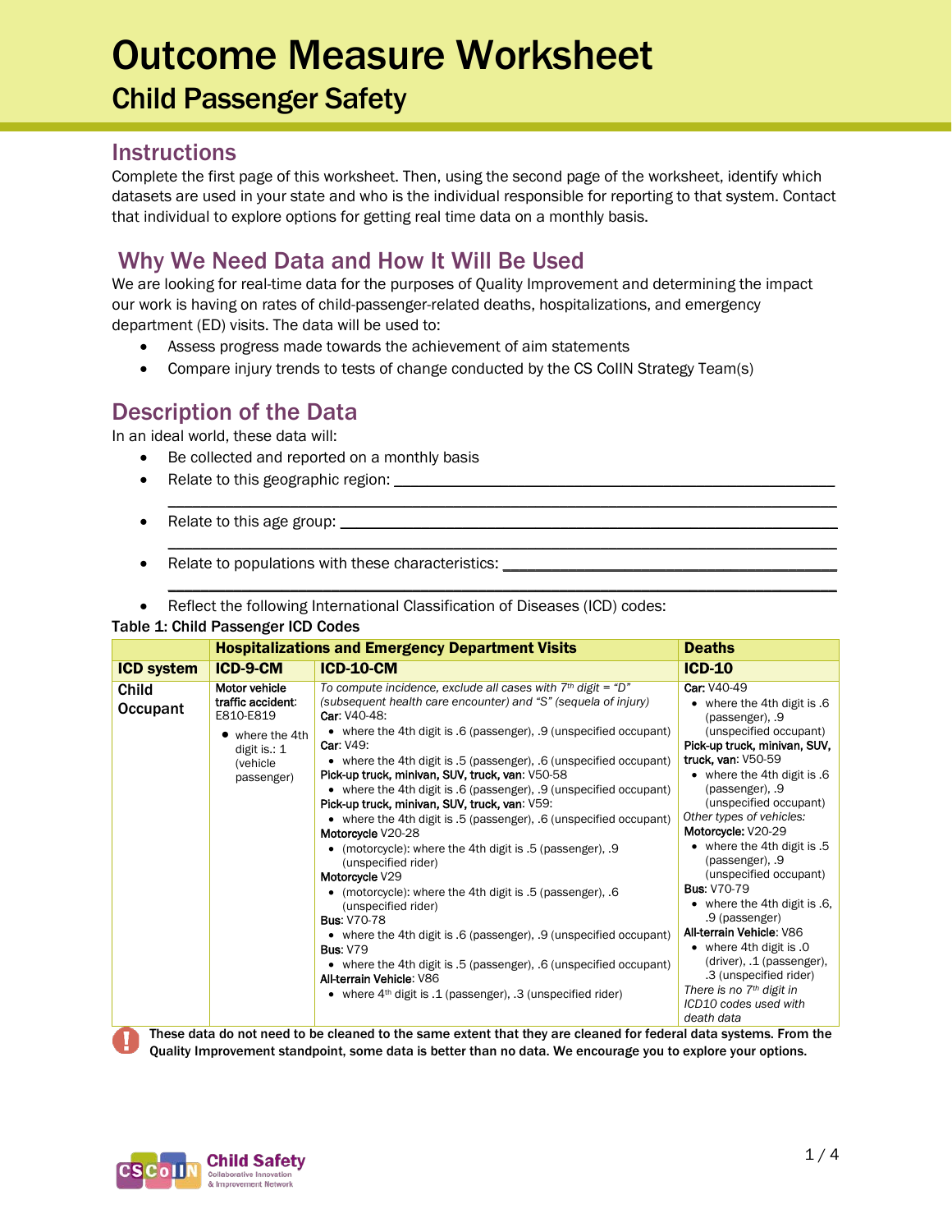# Outcome Measure Worksheet

## Child Passenger Safety

## Instructions

Complete the first page of this worksheet. Then, using the second page of the worksheet, identify which datasets are used in your state and who is the individual responsible for reporting to that system. Contact that individual to explore options for getting real time data on a monthly basis.

## Why We Need Data and How It Will Be Used

We are looking for real-time data for the purposes of Quality Improvement and determining the impact our work is having on rates of child-passenger-related deaths, hospitalizations, and emergency department (ED) visits. The data will be used to:

- Assess progress made towards the achievement of aim statements
- Compare injury trends to tests of change conducted by the CS CoIIN Strategy Team(s)

## Description of the Data

In an ideal world, these data will:

- Be collected and reported on a monthly basis
- Relate to this geographic region: ______________________________________________
  ______________________________________________________________________
- Relate to this age group: ___________________________________________________
  ______________________________________________________________________
- Relate to populations with these characteristics: ___________________________________
  ______________________________________________________________________
- Reflect the following International Classification of Diseases (ICD) codes:

**Table 1: Child Passenger ICD Codes**

| | **Hospitalizations and Emergency Department Visits** | | **Deaths** |
|---|---|---|---|
| **ICD system** | **ICD-9-CM** | **ICD-10-CM** | **ICD-10** |
| **Child Occupant** | **Motor vehicle traffic accident**: E810-E819 <br>• where the 4th digit is.: 1 (vehicle passenger) | *To compute incidence, exclude all cases with 7th digit = "D" (subsequent health care encounter) and "S" (sequela of injury)* <br>**Car**: V40-48: <br>• where the 4th digit is .6 (passenger), .9 (unspecified occupant) <br>**Car**: V49: <br>• where the 4th digit is .5 (passenger), .6 (unspecified occupant) <br>**Pick-up truck, minivan, SUV, truck, van**: V50-58 <br>• where the 4th digit is .6 (passenger), .9 (unspecified occupant) <br>**Pick-up truck, minivan, SUV, truck, van**: V59: <br>• where the 4th digit is .5 (passenger), .6 (unspecified occupant) <br>**Motorcycle** V20-28 <br>• (motorcycle): where the 4th digit is .5 (passenger), .9 (unspecified rider) <br>**Motorcycle** V29 <br>• (motorcycle): where the 4th digit is .5 (passenger), .6 (unspecified rider) <br>**Bus**: V70-78 <br>• where the 4th digit is .6 (passenger), .9 (unspecified occupant) <br>**Bus**: V79 <br>• where the 4th digit is .5 (passenger), .6 (unspecified occupant) <br>**All-terrain Vehicle**: V86 <br>• where 4th digit is .1 (passenger), .3 (unspecified rider) | **Car**: V40-49 <br>• where the 4th digit is .6 (passenger), .9 (unspecified occupant) <br>**Pick-up truck, minivan, SUV, truck, van**: V50-59 <br>• where the 4th digit is .6 (passenger), .9 (unspecified occupant) <br>*Other types of vehicles:* <br>**Motorcycle:** V20-29 <br>• where the 4th digit is .5 (passenger), .9 (unspecified occupant) <br>**Bus**: V70-79 <br>• where the 4th digit is .6, .9 (passenger) <br>**All-terrain Vehicle**: V86 <br>• where 4th digit is .0 (driver), .1 (passenger), .3 (unspecified rider) <br>*There is no 7th digit in ICD10 codes used with death data* |

**These data do not need to be cleaned to the same extent that they are cleaned for federal data systems. From the Quality Improvement standpoint, some data is better than no data. We encourage you to explore your options.**

CS CoIIN Child Safety Collaborative Innovation & Improvement Network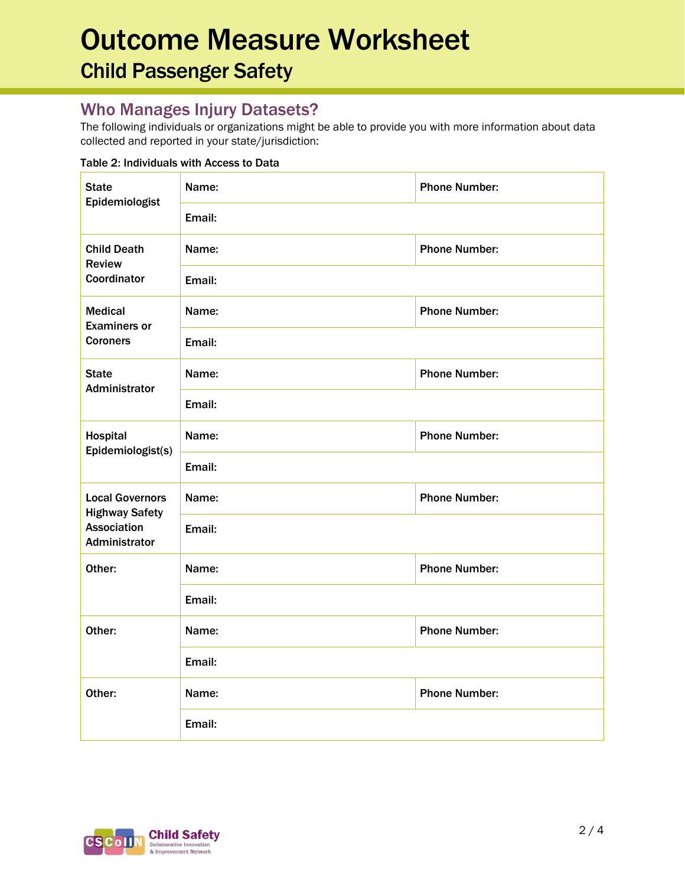# Outcome Measure Worksheet

## Child Passenger Safety

### Who Manages Injury Datasets?

The following individuals or organizations might be able to provide you with more information about data collected and reported in your state/jurisdiction:

**Table 2: Individuals with Access to Data**

| | | |
|---|---|---|
| **State Epidemiologist** | **Name:** | **Phone Number:** |
| | **Email:** | |
| **Child Death Review Coordinator** | **Name:** | **Phone Number:** |
| | **Email:** | |
| **Medical Examiners or Coroners** | **Name:** | **Phone Number:** |
| | **Email:** | |
| **State Administrator** | **Name:** | **Phone Number:** |
| | **Email:** | |
| **Hospital Epidemiologist(s)** | **Name:** | **Phone Number:** |
| | **Email:** | |
| **Local Governors Highway Safety Association Administrator** | **Name:** | **Phone Number:** |
| | **Email:** | |
| **Other:** | **Name:** | **Phone Number:** |
| | **Email:** | |
| **Other:** | **Name:** | **Phone Number:** |
| | **Email:** | |
| **Other:** | **Name:** | **Phone Number:** |
| | **Email:** | |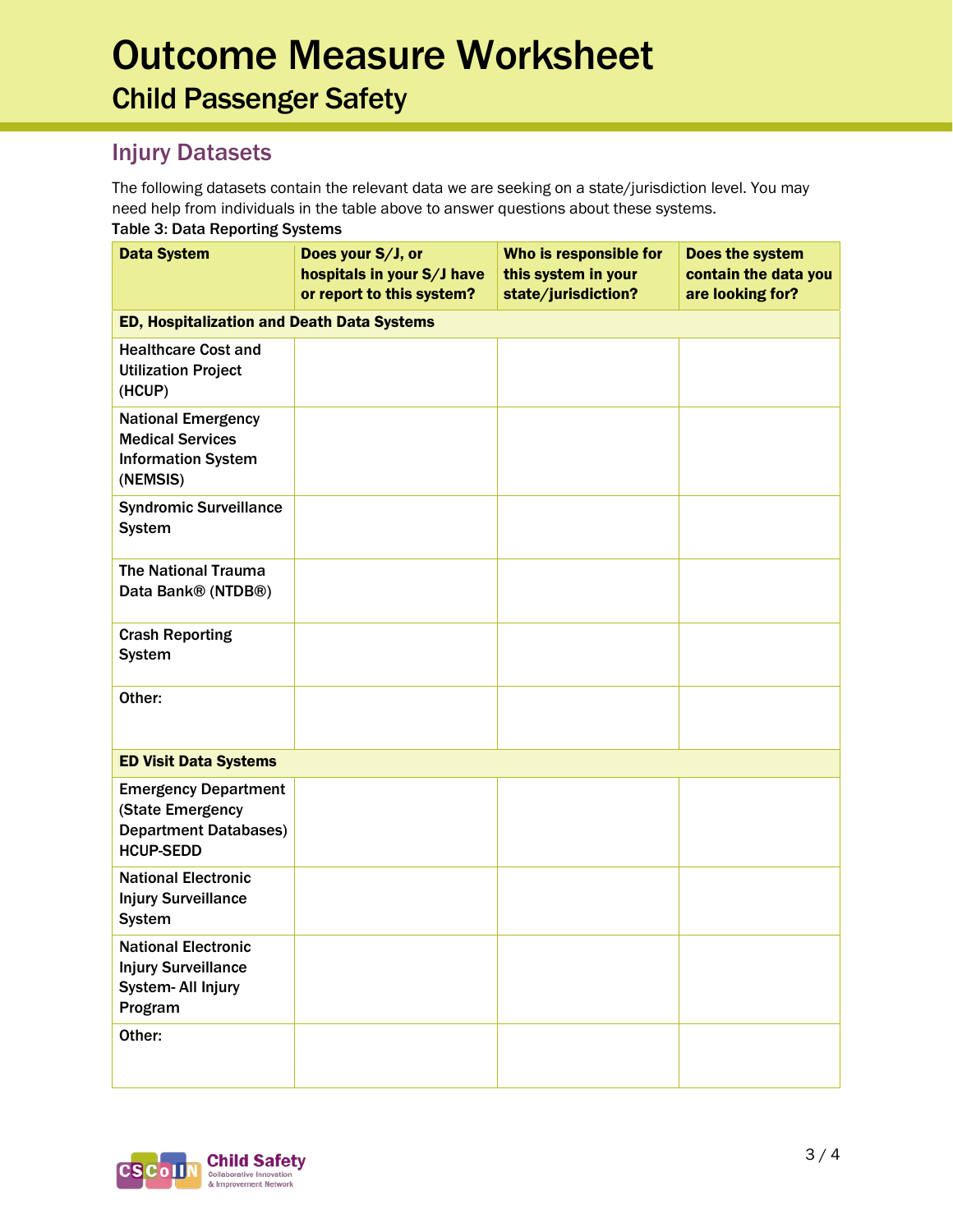# Outcome Measure Worksheet

## Child Passenger Safety

### Injury Datasets

The following datasets contain the relevant data we are seeking on a state/jurisdiction level. You may need help from individuals in the table above to answer questions about these systems.

**Table 3: Data Reporting Systems**

| Data System | Does your S/J, or hospitals in your S/J have or report to this system? | Who is responsible for this system in your state/jurisdiction? | Does the system contain the data you are looking for? |
|---|---|---|---|
| **ED, Hospitalization and Death Data Systems** | | | |
| Healthcare Cost and Utilization Project (HCUP) | | | |
| National Emergency Medical Services Information System (NEMSIS) | | | |
| Syndromic Surveillance System | | | |
| The National Trauma Data Bank® (NTDB®) | | | |
| Crash Reporting System | | | |
| Other: | | | |
| **ED Visit Data Systems** | | | |
| Emergency Department (State Emergency Department Databases) HCUP-SEDD | | | |
| National Electronic Injury Surveillance System | | | |
| National Electronic Injury Surveillance System- All Injury Program | | | |
| Other: | | | |

Child Safety Collaborative Innovation & Improvement Network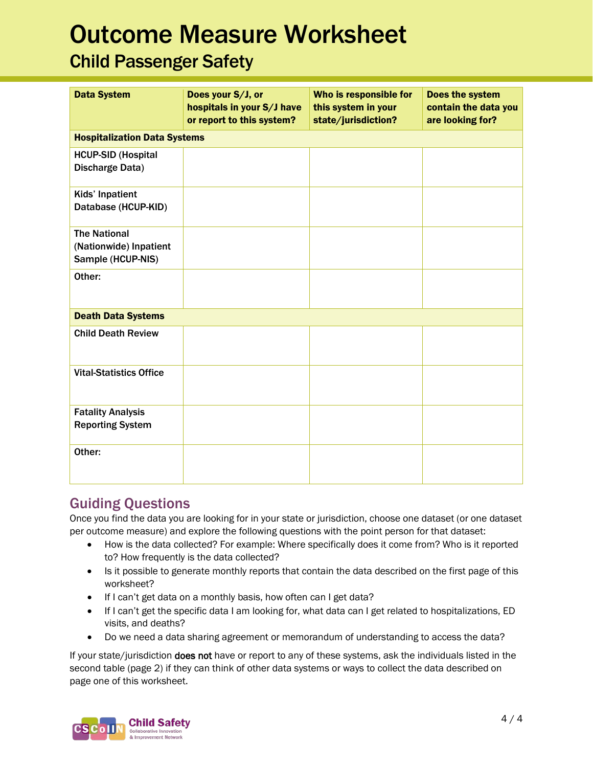# Outcome Measure Worksheet

## Child Passenger Safety

| Data System | Does your S/J, or hospitals in your S/J have or report to this system? | Who is responsible for this system in your state/jurisdiction? | Does the system contain the data you are looking for? |
|---|---|---|---|
| **Hospitalization Data Systems** | | | |
| HCUP-SID (Hospital Discharge Data) | | | |
| Kids' Inpatient Database (HCUP-KID) | | | |
| The National (Nationwide) Inpatient Sample (HCUP-NIS) | | | |
| Other: | | | |
| **Death Data Systems** | | | |
| Child Death Review | | | |
| Vital-Statistics Office | | | |
| Fatality Analysis Reporting System | | | |
| Other: | | | |

## Guiding Questions

Once you find the data you are looking for in your state or jurisdiction, choose one dataset (or one dataset per outcome measure) and explore the following questions with the point person for that dataset:

- How is the data collected? For example: Where specifically does it come from? Who is it reported to? How frequently is the data collected?
- Is it possible to generate monthly reports that contain the data described on the first page of this worksheet?
- If I can't get data on a monthly basis, how often can I get data?
- If I can't get the specific data I am looking for, what data can I get related to hospitalizations, ED visits, and deaths?
- Do we need a data sharing agreement or memorandum of understanding to access the data?

If your state/jurisdiction **does not** have or report to any of these systems, ask the individuals listed in the second table (page 2) if they can think of other data systems or ways to collect the data described on page one of this worksheet.

CSCoIIN Child Safety Collaborative Innovation & Improvement Network